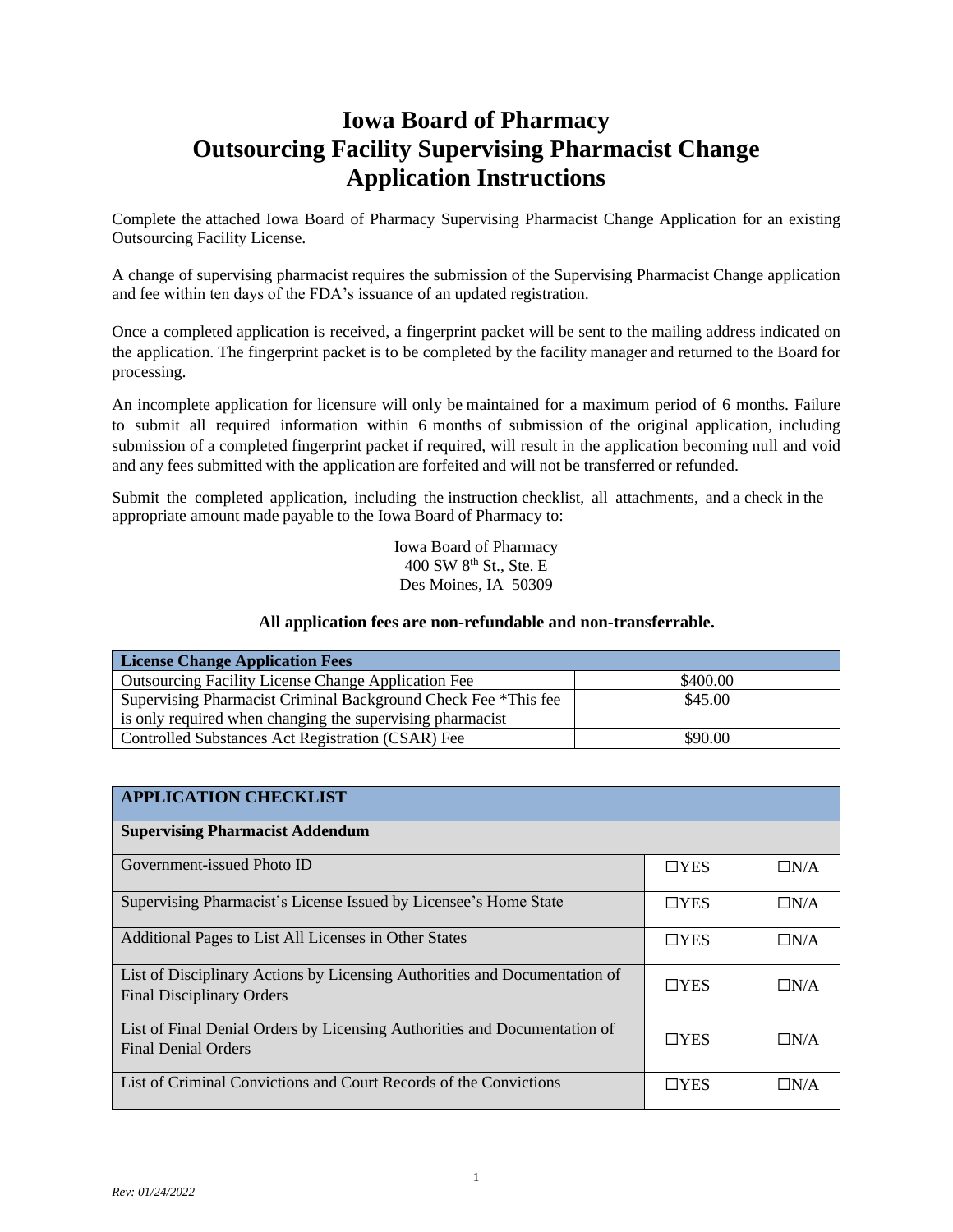# Iowa Board of Pharmacy
# Outsourcing Facility Supervising Pharmacist Change Application Instructions

Complete the attached Iowa Board of Pharmacy Supervising Pharmacist Change Application for an existing Outsourcing Facility License.

A change of supervising pharmacist requires the submission of the Supervising Pharmacist Change application and fee within ten days of the FDA's issuance of an updated registration.

Once a completed application is received, a fingerprint packet will be sent to the mailing address indicated on the application. The fingerprint packet is to be completed by the facility manager and returned to the Board for processing.

An incomplete application for licensure will only be maintained for a maximum period of 6 months. Failure to submit all required information within 6 months of submission of the original application, including submission of a completed fingerprint packet if required, will result in the application becoming null and void and any fees submitted with the application are forfeited and will not be transferred or refunded.

Submit the completed application, including the instruction checklist, all attachments, and a check in the appropriate amount made payable to the Iowa Board of Pharmacy to:

Iowa Board of Pharmacy
400 SW 8th St., Ste. E
Des Moines, IA 50309

**All application fees are non-refundable and non-transferrable.**

| License Change Application Fees | |
|---|---|
| Outsourcing Facility License Change Application Fee | $400.00 |
| Supervising Pharmacist Criminal Background Check Fee *This fee is only required when changing the supervising pharmacist | $45.00 |
| Controlled Substances Act Registration (CSAR) Fee | $90.00 |

| APPLICATION CHECKLIST | | |
|---|---|---|
| **Supervising Pharmacist Addendum** | | |
| Government-issued Photo ID | ☐YES | ☐N/A |
| Supervising Pharmacist's License Issued by Licensee's Home State | ☐YES | ☐N/A |
| Additional Pages to List All Licenses in Other States | ☐YES | ☐N/A |
| List of Disciplinary Actions by Licensing Authorities and Documentation of Final Disciplinary Orders | ☐YES | ☐N/A |
| List of Final Denial Orders by Licensing Authorities and Documentation of Final Denial Orders | ☐YES | ☐N/A |
| List of Criminal Convictions and Court Records of the Convictions | ☐YES | ☐N/A |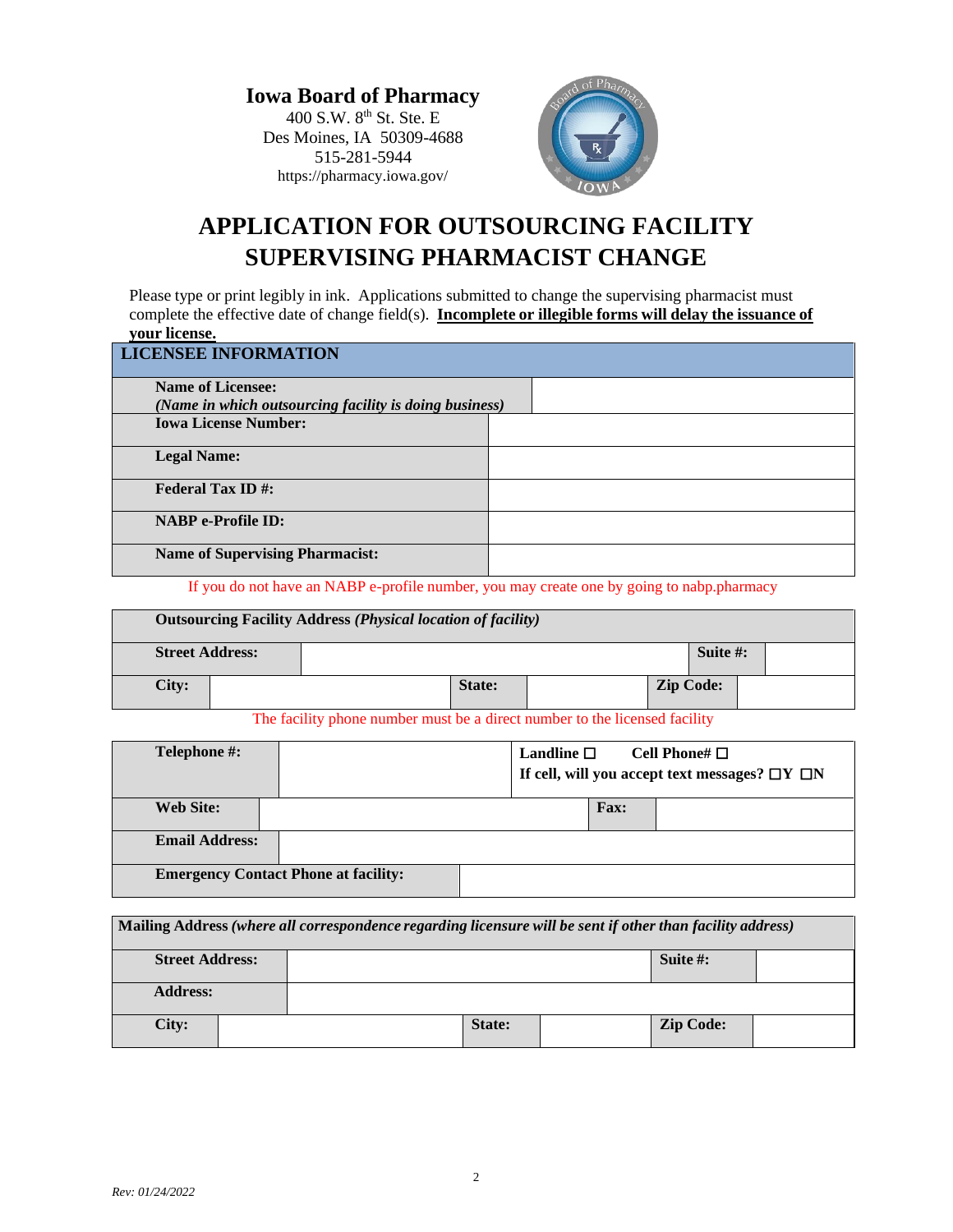**Iowa Board of Pharmacy**
400 S.W. 8th St. Ste. E
Des Moines, IA 50309-4688
515-281-5944
https://pharmacy.iowa.gov/

# APPLICATION FOR OUTSOURCING FACILITY SUPERVISING PHARMACIST CHANGE

Please type or print legibly in ink. Applications submitted to change the supervising pharmacist must complete the effective date of change field(s). **Incomplete or illegible forms will delay the issuance of your license.**

| LICENSEE INFORMATION | |
|---|---|
| **Name of Licensee:** *(Name in which outsourcing facility is doing business)* | |
| **Iowa License Number:** | |
| **Legal Name:** | |
| **Federal Tax ID #:** | |
| **NABP e-Profile ID:** | |
| **Name of Supervising Pharmacist:** | |

If you do not have an NABP e-profile number, you may create one by going to nabp.pharmacy

| **Outsourcing Facility Address** *(Physical location of facility)* | | | | | |
|---|---|---|---|---|---|
| **Street Address:** | | | | **Suite #:** | |
| **City:** | | **State:** | | **Zip Code:** | |

The facility phone number must be a direct number to the licensed facility

| **Telephone #:** | | Landline ☐ Cell Phone# ☐ If cell, will you accept text messages? ☐Y ☐N | |
|---|---|---|---|
| **Web Site:** | | **Fax:** | |
| **Email Address:** | | | |
| **Emergency Contact Phone at facility:** | | | |

| **Mailing Address** *(where all correspondence regarding licensure will be sent if other than facility address)* | | | | | |
|---|---|---|---|---|---|
| **Street Address:** | | | | **Suite #:** | |
| **Address:** | | | | | |
| **City:** | | **State:** | | **Zip Code:** | |

*Rev: 01/24/2022*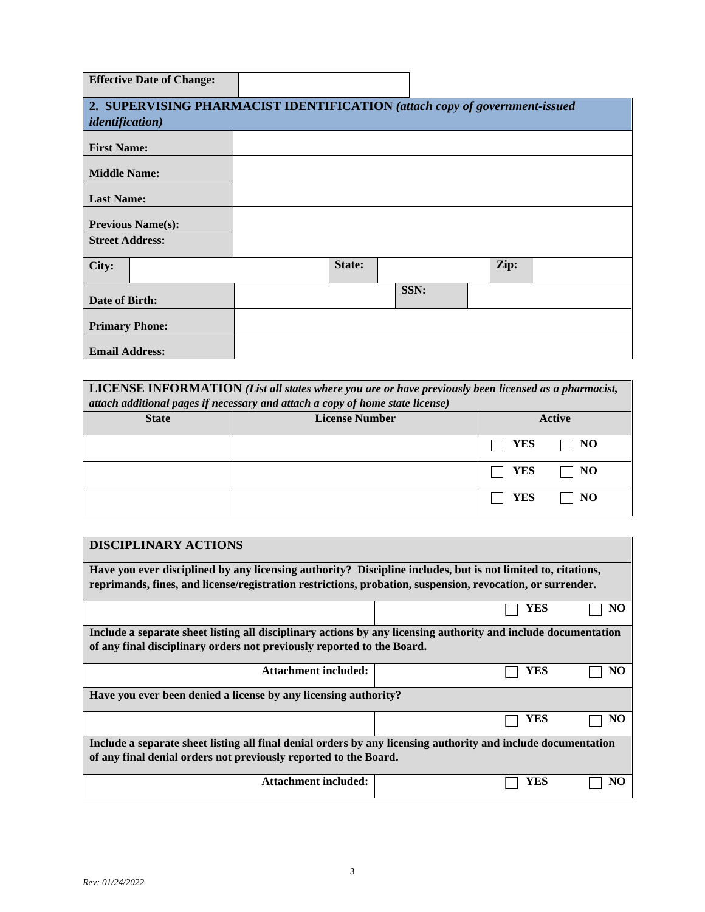| **Effective Date of Change:** | |
|---|---|

## 2. SUPERVISING PHARMACIST IDENTIFICATION *(attach copy of government-issued identification)*

| | | | | | |
|---|---|---|---|---|---|
| **First Name:** | | | | | |
| **Middle Name:** | | | | | |
| **Last Name:** | | | | | |
| **Previous Name(s):** | | | | | |
| **Street Address:** | | | | | |
| **City:** | | **State:** | | **Zip:** | |
| **Date of Birth:** | | **SSN:** | | | |
| **Primary Phone:** | | | | | |
| **Email Address:** | | | | | |

**LICENSE INFORMATION** *(List all states where you are or have previously been licensed as a pharmacist, attach additional pages if necessary and attach a copy of home state license)*

| State | License Number | Active |
|---|---|---|
| | | ☐ YES ☐ NO |
| | | ☐ YES ☐ NO |
| | | ☐ YES ☐ NO |

**DISCIPLINARY ACTIONS**

**Have you ever disciplined by any licensing authority? Discipline includes, but is not limited to, citations, reprimands, fines, and license/registration restrictions, probation, suspension, revocation, or surrender.**

☐ YES ☐ NO

**Include a separate sheet listing all disciplinary actions by any licensing authority and include documentation of any final disciplinary orders not previously reported to the Board.**

**Attachment included:** ☐ YES ☐ NO

**Have you ever been denied a license by any licensing authority?**

☐ YES ☐ NO

**Include a separate sheet listing all final denial orders by any licensing authority and include documentation of any final denial orders not previously reported to the Board.**

**Attachment included:** ☐ YES ☐ NO

*Rev: 01/24/2022*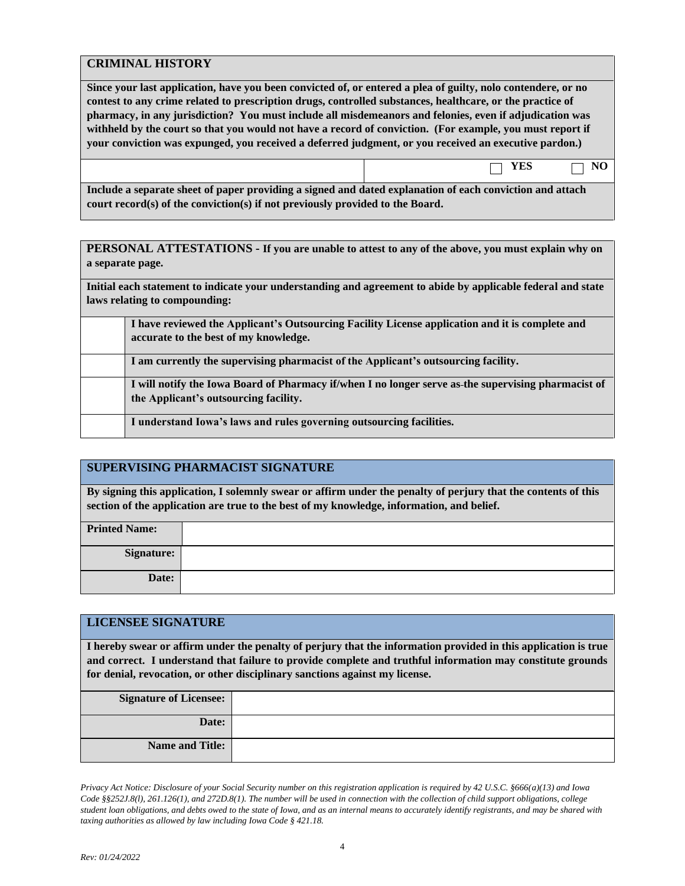## CRIMINAL HISTORY

**Since your last application, have you been convicted of, or entered a plea of guilty, nolo contendere, or no contest to any crime related to prescription drugs, controlled substances, healthcare, or the practice of pharmacy, in any jurisdiction? You must include all misdemeanors and felonies, even if adjudication was withheld by the court so that you would not have a record of conviction. (For example, you must report if your conviction was expunged, you received a deferred judgment, or you received an executive pardon.)**

| | |
|---|---|
| | ☐ **YES** ☐ **NO** |

**Include a separate sheet of paper providing a signed and dated explanation of each conviction and attach court record(s) of the conviction(s) if not previously provided to the Board.**

## PERSONAL ATTESTATIONS - If you are unable to attest to any of the above, you must explain why on a separate page.

**Initial each statement to indicate your understanding and agreement to abide by applicable federal and state laws relating to compounding:**

| | |
|---|---|
| | **I have reviewed the Applicant's Outsourcing Facility License application and it is complete and accurate to the best of my knowledge.** |
| | **I am currently the supervising pharmacist of the Applicant's outsourcing facility.** |
| | **I will notify the Iowa Board of Pharmacy if/when I no longer serve as the supervising pharmacist of the Applicant's outsourcing facility.** |
| | **I understand Iowa's laws and rules governing outsourcing facilities.** |

## SUPERVISING PHARMACIST SIGNATURE

**By signing this application, I solemnly swear or affirm under the penalty of perjury that the contents of this section of the application are true to the best of my knowledge, information, and belief.**

| | |
|---|---|
| **Printed Name:** | |
| **Signature:** | |
| **Date:** | |

## LICENSEE SIGNATURE

**I hereby swear or affirm under the penalty of perjury that the information provided in this application is true and correct. I understand that failure to provide complete and truthful information may constitute grounds for denial, revocation, or other disciplinary sanctions against my license.**

| | |
|---|---|
| **Signature of Licensee:** | |
| **Date:** | |
| **Name and Title:** | |

*Privacy Act Notice: Disclosure of your Social Security number on this registration application is required by 42 U.S.C. §666(a)(13) and Iowa Code §§252J.8(l), 261.126(1), and 272D.8(1). The number will be used in connection with the collection of child support obligations, college student loan obligations, and debts owed to the state of Iowa, and as an internal means to accurately identify registrants, and may be shared with taxing authorities as allowed by law including Iowa Code § 421.18.*

*Rev: 01/24/2022*